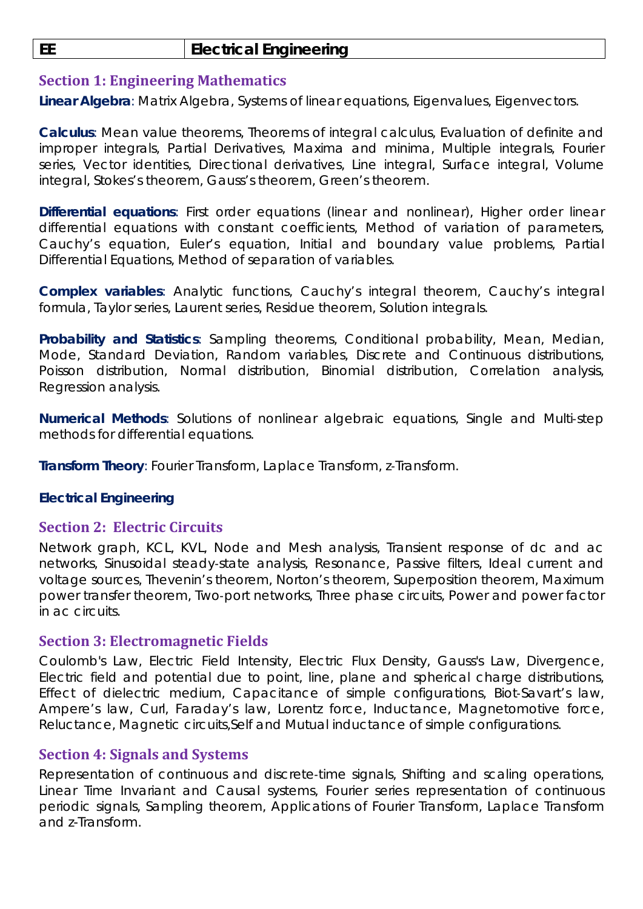| EE | Electrical Engineering |
| --- | --- |

## Section 1: Engineering Mathematics

**Linear Algebra**: Matrix Algebra, Systems of linear equations, Eigenvalues, Eigenvectors.

**Calculus**: Mean value theorems, Theorems of integral calculus, Evaluation of definite and improper integrals, Partial Derivatives, Maxima and minima, Multiple integrals, Fourier series, Vector identities, Directional derivatives, Line integral, Surface integral, Volume integral, Stokes's theorem, Gauss's theorem, Green's theorem.

**Differential equations**: First order equations (linear and nonlinear), Higher order linear differential equations with constant coefficients, Method of variation of parameters, Cauchy's equation, Euler's equation, Initial and boundary value problems, Partial Differential Equations, Method of separation of variables.

**Complex variables**: Analytic functions, Cauchy's integral theorem, Cauchy's integral formula, Taylor series, Laurent series, Residue theorem, Solution integrals.

**Probability and Statistics**: Sampling theorems, Conditional probability, Mean, Median, Mode, Standard Deviation, Random variables, Discrete and Continuous distributions, Poisson distribution, Normal distribution, Binomial distribution, Correlation analysis, Regression analysis.

**Numerical Methods**: Solutions of nonlinear algebraic equations, Single and Multi-step methods for differential equations.

**Transform Theory**: Fourier Transform, Laplace Transform, z-Transform.

**Electrical Engineering**

## Section 2: Electric Circuits

Network graph, KCL, KVL, Node and Mesh analysis, Transient response of dc and ac networks, Sinusoidal steady-state analysis, Resonance, Passive filters, Ideal current and voltage sources, Thevenin's theorem, Norton's theorem, Superposition theorem, Maximum power transfer theorem, Two-port networks, Three phase circuits, Power and power factor in ac circuits.

## Section 3: Electromagnetic Fields

Coulomb's Law, Electric Field Intensity, Electric Flux Density, Gauss's Law, Divergence, Electric field and potential due to point, line, plane and spherical charge distributions, Effect of dielectric medium, Capacitance of simple configurations, Biot-Savart's law, Ampere's law, Curl, Faraday's law, Lorentz force, Inductance, Magnetomotive force, Reluctance, Magnetic circuits,Self and Mutual inductance of simple configurations.

## Section 4: Signals and Systems

Representation of continuous and discrete-time signals, Shifting and scaling operations, Linear Time Invariant and Causal systems, Fourier series representation of continuous periodic signals, Sampling theorem, Applications of Fourier Transform, Laplace Transform and z-Transform.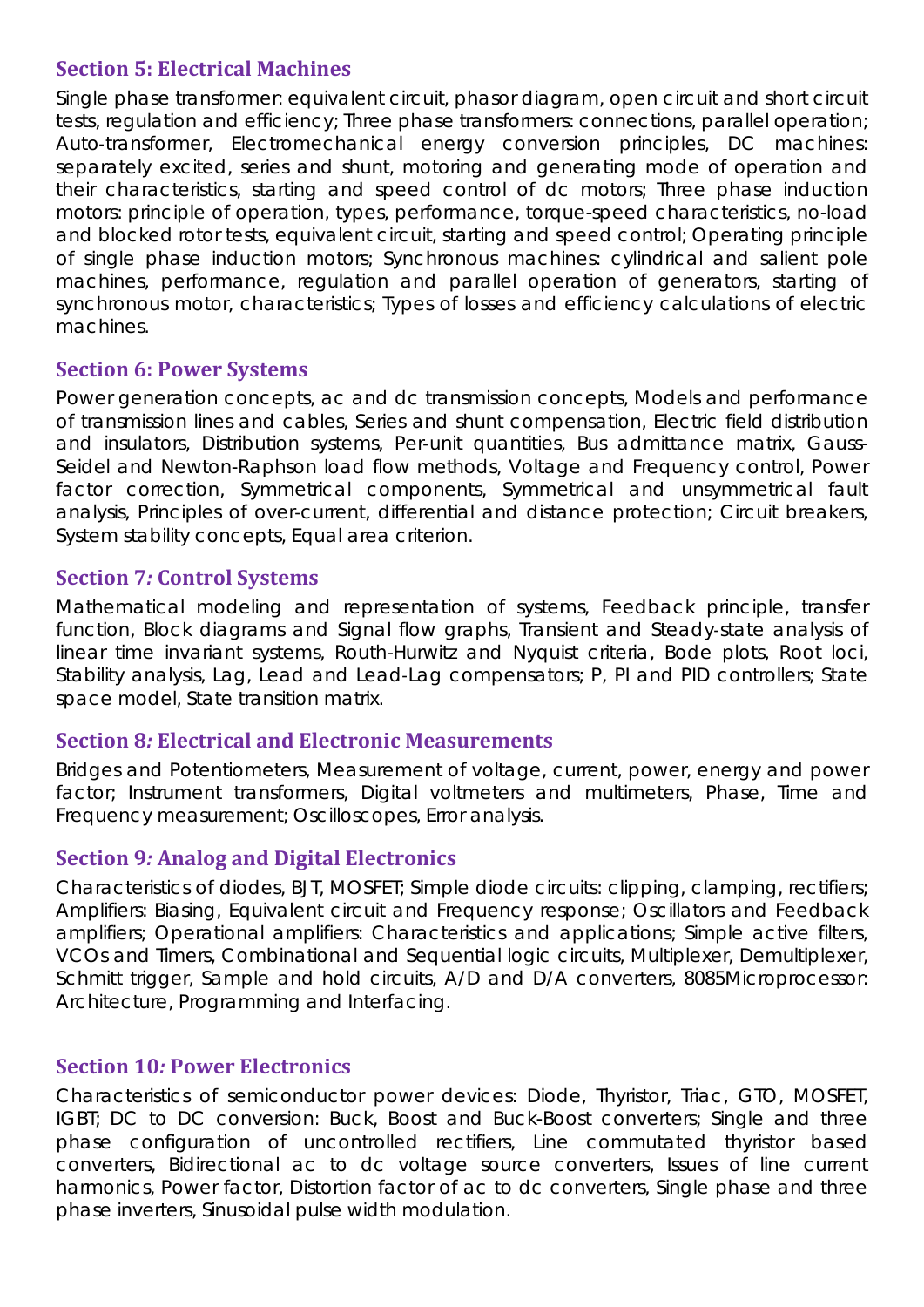## Section 5: Electrical Machines

Single phase transformer: equivalent circuit, phasor diagram, open circuit and short circuit tests, regulation and efficiency; Three phase transformers: connections, parallel operation; Auto-transformer, Electromechanical energy conversion principles, DC machines: separately excited, series and shunt, motoring and generating mode of operation and their characteristics, starting and speed control of dc motors; Three phase induction motors: principle of operation, types, performance, torque-speed characteristics, no-load and blocked rotor tests, equivalent circuit, starting and speed control; Operating principle of single phase induction motors; Synchronous machines: cylindrical and salient pole machines, performance, regulation and parallel operation of generators, starting of synchronous motor, characteristics; Types of losses and efficiency calculations of electric machines.

## Section 6: Power Systems

Power generation concepts, ac and dc transmission concepts, Models and performance of transmission lines and cables, Series and shunt compensation, Electric field distribution and insulators, Distribution systems, Per-unit quantities, Bus admittance matrix, Gauss-Seidel and Newton-Raphson load flow methods, Voltage and Frequency control, Power factor correction, Symmetrical components, Symmetrical and unsymmetrical fault analysis, Principles of over-current, differential and distance protection; Circuit breakers, System stability concepts, Equal area criterion.

## Section 7: Control Systems

Mathematical modeling and representation of systems, Feedback principle, transfer function, Block diagrams and Signal flow graphs, Transient and Steady-state analysis of linear time invariant systems, Routh-Hurwitz and Nyquist criteria, Bode plots, Root loci, Stability analysis, Lag, Lead and Lead-Lag compensators; P, PI and PID controllers; State space model, State transition matrix.

## Section 8: Electrical and Electronic Measurements

Bridges and Potentiometers, Measurement of voltage, current, power, energy and power factor; Instrument transformers, Digital voltmeters and multimeters, Phase, Time and Frequency measurement; Oscilloscopes, Error analysis.

## Section 9: Analog and Digital Electronics

Characteristics of diodes, BJT, MOSFET; Simple diode circuits: clipping, clamping, rectifiers; Amplifiers: Biasing, Equivalent circuit and Frequency response; Oscillators and Feedback amplifiers; Operational amplifiers: Characteristics and applications; Simple active filters, VCOs and Timers, Combinational and Sequential logic circuits, Multiplexer, Demultiplexer, Schmitt trigger, Sample and hold circuits, A/D and D/A converters, 8085Microprocessor: Architecture, Programming and Interfacing.

## Section 10: Power Electronics

Characteristics of semiconductor power devices: Diode, Thyristor, Triac, GTO, MOSFET, IGBT; DC to DC conversion: Buck, Boost and Buck-Boost converters; Single and three phase configuration of uncontrolled rectifiers, Line commutated thyristor based converters, Bidirectional ac to dc voltage source converters, Issues of line current harmonics, Power factor, Distortion factor of ac to dc converters, Single phase and three phase inverters, Sinusoidal pulse width modulation.